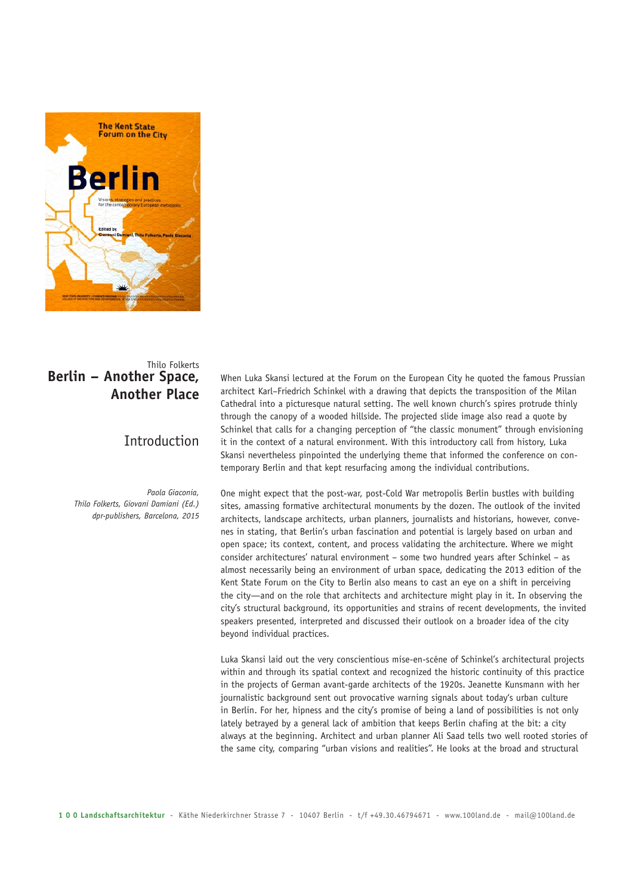Thilo Folkerts

# Berlin – Another Space, Another Place

## Introduction

*Paola Giaconia, Thilo Folkerts, Giovani Damiani (Ed.) dpr-publishers, Barcelona, 2015*

When Luka Skansi lectured at the Forum on the European City he quoted the famous Prussian architect Karl-Friedrich Schinkel with a drawing that depicts the transposition of the Milan Cathedral into a picturesque natural setting. The well known church's spires protrude thinly through the canopy of a wooded hillside. The projected slide image also read a quote by Schinkel that calls for a changing perception of "the classic monument" through envisioning it in the context of a natural environment. With this introductory call from history, Luka Skansi nevertheless pinpointed the underlying theme that informed the conference on contemporary Berlin and that kept resurfacing among the individual contributions.

One might expect that the post-war, post-Cold War metropolis Berlin bustles with building sites, amassing formative architectural monuments by the dozen. The outlook of the invited architects, landscape architects, urban planners, journalists and historians, however, convenes in stating, that Berlin's urban fascination and potential is largely based on urban and open space; its context, content, and process validating the architecture. Where we might consider architectures' natural environment – some two hundred years after Schinkel – as almost necessarily being an environment of urban space, dedicating the 2013 edition of the Kent State Forum on the City to Berlin also means to cast an eye on a shift in perceiving the city—and on the role that architects and architecture might play in it. In observing the city's structural background, its opportunities and strains of recent developments, the invited speakers presented, interpreted and discussed their outlook on a broader idea of the city beyond individual practices.

Luka Skansi laid out the very conscientious mise-en-scéne of Schinkel's architectural projects within and through its spatial context and recognized the historic continuity of this practice in the projects of German avant-garde architects of the 1920s. Jeanette Kunsmann with her journalistic background sent out provocative warning signals about today's urban culture in Berlin. For her, hipness and the city's promise of being a land of possibilities is not only lately betrayed by a general lack of ambition that keeps Berlin chafing at the bit: a city always at the beginning. Architect and urban planner Ali Saad tells two well rooted stories of the same city, comparing "urban visions and realities". He looks at the broad and structural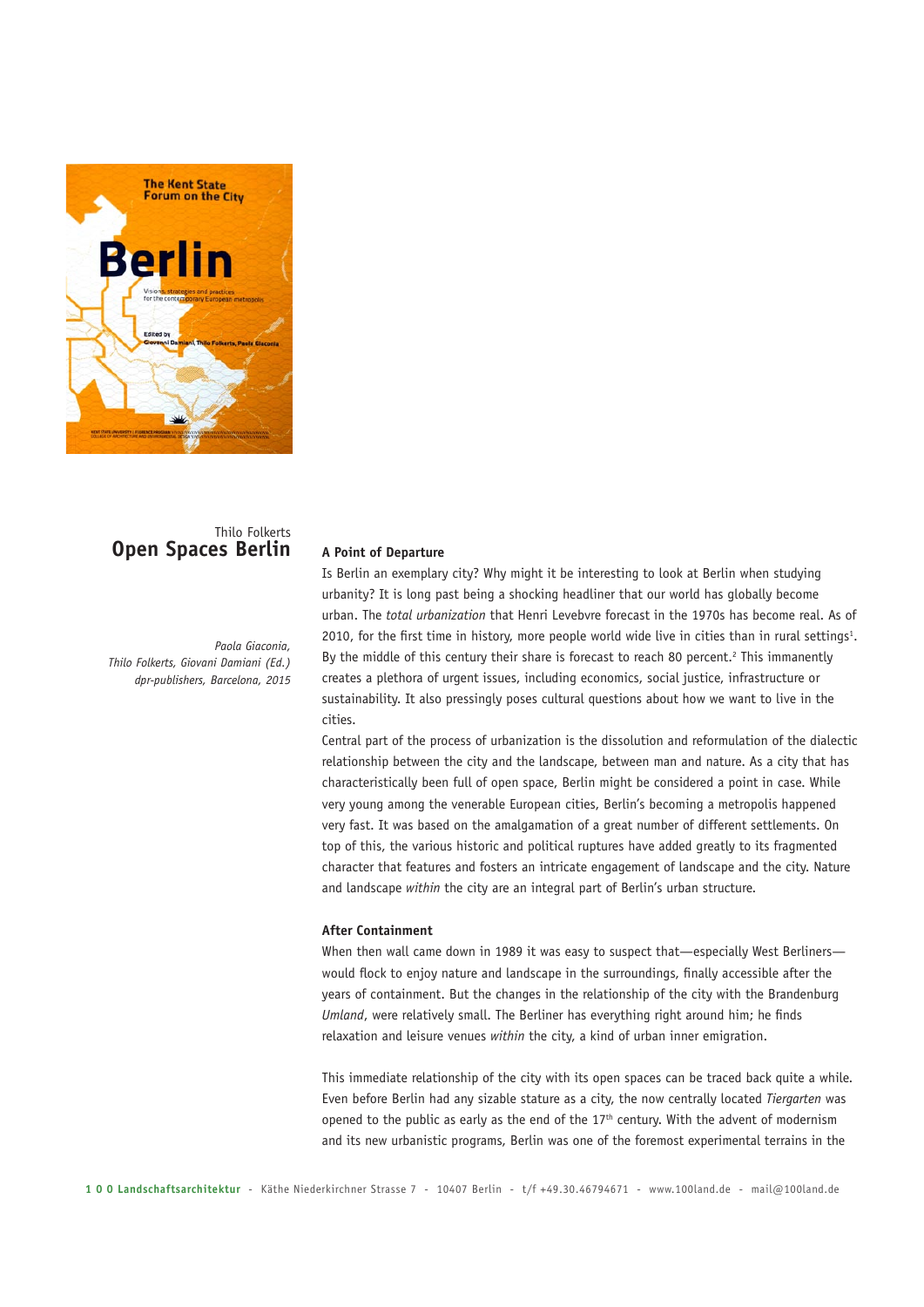Thilo Folkerts
## Open Spaces Berlin

*Paola Giaconia, Thilo Folkerts, Giovani Damiani (Ed.) dpr-publishers, Barcelona, 2015*

### A Point of Departure

Is Berlin an exemplary city? Why might it be interesting to look at Berlin when studying urbanity? It is long past being a shocking headliner that our world has globally become urban. The *total urbanization* that Henri Levebvre forecast in the 1970s has become real. As of 2010, for the first time in history, more people world wide live in cities than in rural settings[1]. By the middle of this century their share is forecast to reach 80 percent.[2] This immanently creates a plethora of urgent issues, including economics, social justice, infrastructure or sustainability. It also pressingly poses cultural questions about how we want to live in the cities.

Central part of the process of urbanization is the dissolution and reformulation of the dialectic relationship between the city and the landscape, between man and nature. As a city that has characteristically been full of open space, Berlin might be considered a point in case. While very young among the venerable European cities, Berlin's becoming a metropolis happened very fast. It was based on the amalgamation of a great number of different settlements. On top of this, the various historic and political ruptures have added greatly to its fragmented character that features and fosters an intricate engagement of landscape and the city. Nature and landscape *within* the city are an integral part of Berlin's urban structure.

### After Containment

When then wall came down in 1989 it was easy to suspect that—especially West Berliners—would flock to enjoy nature and landscape in the surroundings, finally accessible after the years of containment. But the changes in the relationship of the city with the Brandenburg *Umland*, were relatively small. The Berliner has everything right around him; he finds relaxation and leisure venues *within* the city, a kind of urban inner emigration.

This immediate relationship of the city with its open spaces can be traced back quite a while. Even before Berlin had any sizable stature as a city, the now centrally located *Tiergarten* was opened to the public as early as the end of the 17th century. With the advent of modernism and its new urbanistic programs, Berlin was one of the foremost experimental terrains in the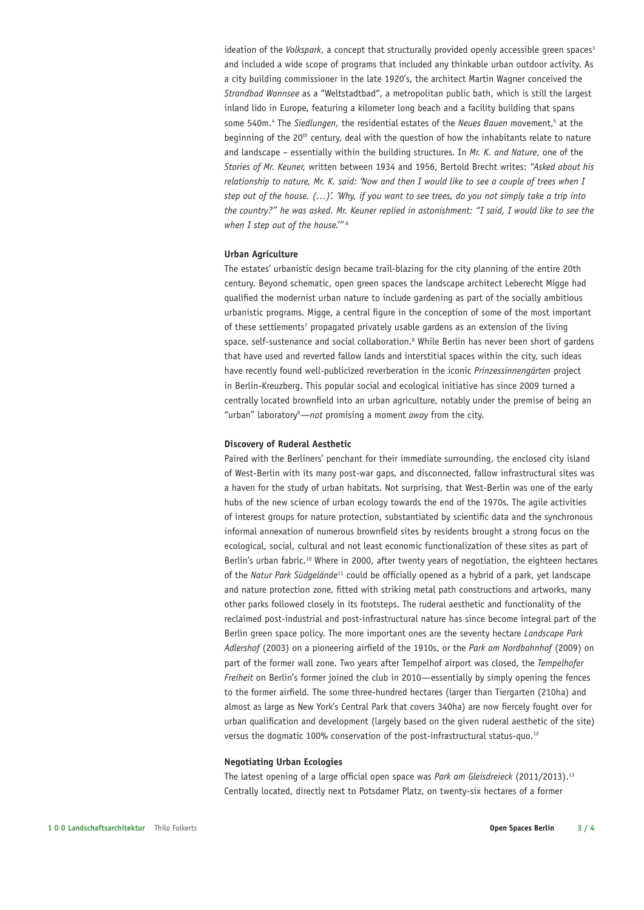ideation of the *Volkspark*, a concept that structurally provided openly accessible green spaces[3] and included a wide scope of programs that included any thinkable urban outdoor activity. As a city building commissioner in the late 1920's, the architect Martin Wagner conceived the *Strandbad Wannsee* as a "Weltstadtbad", a metropolitan public bath, which is still the largest inland lido in Europe, featuring a kilometer long beach and a facility building that spans some 540m.[4] The *Siedlungen,* the residential estates of the *Neues Bauen* movement,[5] at the beginning of the 20[th] century, deal with the question of how the inhabitants relate to nature and landscape – essentially within the building structures. In *Mr. K. and Nature*, one of the *Stories of Mr. Keuner,* written between 1934 and 1956, Bertold Brecht writes: *"Asked about his relationship to nature, Mr. K. said: 'Now and then I would like to see a couple of trees when I step out of the house. (…)'. 'Why, if you want to see trees, do you not simply take a trip into the country?" he was asked. Mr. Keuner replied in astonishment: "I said, I would like to see the when I step out of the house.'"* [6]

**Urban Agriculture**

The estates' urbanistic design became trail-blazing for the city planning of the entire 20th century. Beyond schematic, open green spaces the landscape architect Leberecht Migge had qualified the modernist urban nature to include gardening as part of the socially ambitious urbanistic programs. Migge, a central figure in the conception of some of the most important of these settlements[7] propagated privately usable gardens as an extension of the living space, self-sustenance and social collaboration.[8] While Berlin has never been short of gardens that have used and reverted fallow lands and interstitial spaces within the city, such ideas have recently found well-publicized reverberation in the iconic *Prinzessinnengärten* project in Berlin-Kreuzberg. This popular social and ecological initiative has since 2009 turned a centrally located brownfield into an urban agriculture, notably under the premise of being an "urban" laboratory[9]—*not* promising a moment *away* from the city.

**Discovery of Ruderal Aesthetic**

Paired with the Berliners' penchant for their immediate surrounding, the enclosed city island of West-Berlin with its many post-war gaps, and disconnected, fallow infrastructural sites was a haven for the study of urban habitats. Not surprising, that West-Berlin was one of the early hubs of the new science of urban ecology towards the end of the 1970s. The agile activities of interest groups for nature protection, substantiated by scientific data and the synchronous informal annexation of numerous brownfield sites by residents brought a strong focus on the ecological, social, cultural and not least economic functionalization of these sites as part of Berlin's urban fabric.[10] Where in 2000, after twenty years of negotiation, the eighteen hectares of the *Natur Park Südgelände*[11] could be officially opened as a hybrid of a park, yet landscape and nature protection zone, fitted with striking metal path constructions and artworks, many other parks followed closely in its footsteps. The ruderal aesthetic and functionality of the reclaimed post-industrial and post-infrastructural nature has since become integral part of the Berlin green space policy. The more important ones are the seventy hectare *Landscape Park Adlershof* (2003) on a pioneering airfield of the 1910s, or the *Park am Nordbahnhof* (2009) on part of the former wall zone. Two years after Tempelhof airport was closed, the *Tempelhofer Freiheit* on Berlin's former joined the club in 2010—essentially by simply opening the fences to the former airfield. The some three-hundred hectares (larger than Tiergarten (210ha) and almost as large as New York's Central Park that covers 340ha) are now fiercely fought over for urban qualification and development (largely based on the given ruderal aesthetic of the site) versus the dogmatic 100% conservation of the post-infrastructural status-quo.[12]

**Negotiating Urban Ecologies**

The latest opening of a large official open space was *Park am Gleisdreieck* (2011/2013).[13] Centrally located, directly next to Potsdamer Platz, on twenty-six hectares of a former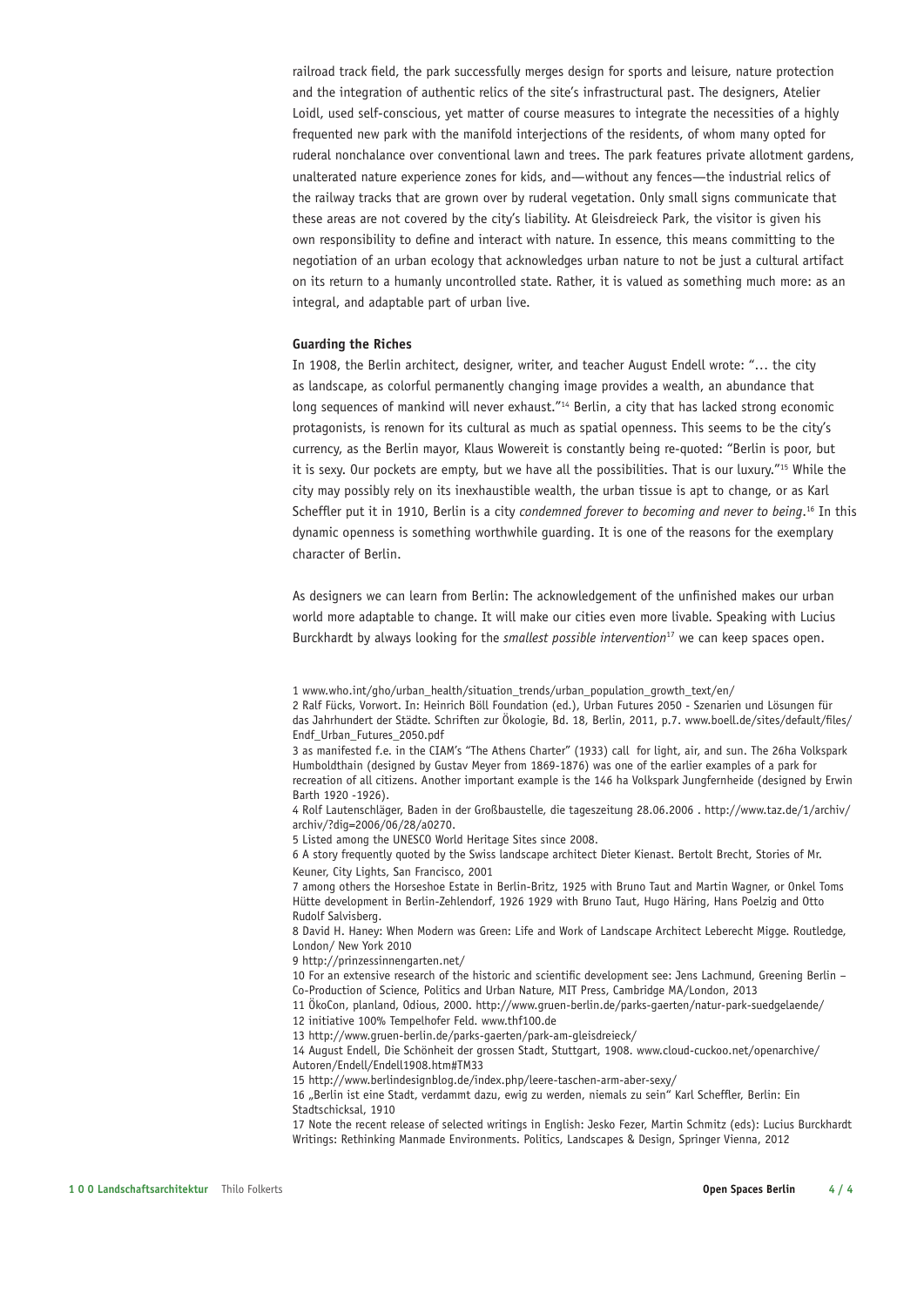railroad track field, the park successfully merges design for sports and leisure, nature protection and the integration of authentic relics of the site's infrastructural past. The designers, Atelier Loidl, used self-conscious, yet matter of course measures to integrate the necessities of a highly frequented new park with the manifold interjections of the residents, of whom many opted for ruderal nonchalance over conventional lawn and trees. The park features private allotment gardens, unaltered nature experience zones for kids, and—without any fences—the industrial relics of the railway tracks that are grown over by ruderal vegetation. Only small signs communicate that these areas are not covered by the city's liability. At Gleisdreieck Park, the visitor is given his own responsibility to define and interact with nature. In essence, this means committing to the negotiation of an urban ecology that acknowledges urban nature to not be just a cultural artifact on its return to a humanly uncontrolled state. Rather, it is valued as something much more: as an integral, and adaptable part of urban live.

### Guarding the Riches

In 1908, the Berlin architect, designer, writer, and teacher August Endell wrote: "… the city as landscape, as colorful permanently changing image provides a wealth, an abundance that long sequences of mankind will never exhaust."[14] Berlin, a city that has lacked strong economic protagonists, is renown for its cultural as much as spatial openness. This seems to be the city's currency, as the Berlin mayor, Klaus Wowereit is constantly being re-quoted: "Berlin is poor, but it is sexy. Our pockets are empty, but we have all the possibilities. That is our luxury."[15] While the city may possibly rely on its inexhaustible wealth, the urban tissue is apt to change, or as Karl Scheffler put it in 1910, Berlin is a city *condemned forever to becoming and never to being*.[16] In this dynamic openness is something worthwhile guarding. It is one of the reasons for the exemplary character of Berlin.

As designers we can learn from Berlin: The acknowledgement of the unfinished makes our urban world more adaptable to change. It will make our cities even more livable. Speaking with Lucius Burckhardt by always looking for the *smallest possible intervention*[17] we can keep spaces open.

1 www.who.int/gho/urban_health/situation_trends/urban_population_growth_text/en/

2 Ralf Fücks, Vorwort. In: Heinrich Böll Foundation (ed.), Urban Futures 2050 - Szenarien und Lösungen für das Jahrhundert der Städte. Schriften zur Ökologie, Bd. 18, Berlin, 2011, p.7. www.boell.de/sites/default/files/Endf_Urban_Futures_2050.pdf

3 as manifested f.e. in the CIAM's "The Athens Charter" (1933) call for light, air, and sun. The 26ha Volkspark Humboldthain (designed by Gustav Meyer from 1869-1876) was one of the earlier examples of a park for recreation of all citizens. Another important example is the 146 ha Volkspark Jungfernheide (designed by Erwin Barth 1920 -1926).

4 Rolf Lautenschläger, Baden in der Großbaustelle, die tageszeitung 28.06.2006 . http://www.taz.de/1/archiv/archiv/?dig=2006/06/28/a0270.

5 Listed among the UNESCO World Heritage Sites since 2008.

6 A story frequently quoted by the Swiss landscape architect Dieter Kienast. Bertolt Brecht, Stories of Mr. Keuner, City Lights, San Francisco, 2001

7 among others the Horseshoe Estate in Berlin-Britz, 1925 with Bruno Taut and Martin Wagner, or Onkel Toms Hütte development in Berlin-Zehlendorf, 1926 1929 with Bruno Taut, Hugo Häring, Hans Poelzig and Otto Rudolf Salvisberg.

8 David H. Haney: When Modern was Green: Life and Work of Landscape Architect Leberecht Migge. Routledge, London/ New York 2010

9 http://prinzessinnengarten.net/

10 For an extensive research of the historic and scientific development see: Jens Lachmund, Greening Berlin – Co-Production of Science, Politics and Urban Nature, MIT Press, Cambridge MA/London, 2013

11 ÖkoCon, planland, Odious, 2000. http://www.gruen-berlin.de/parks-gaerten/natur-park-suedgelaende/

12 initiative 100% Tempelhofer Feld. www.thf100.de

13 http://www.gruen-berlin.de/parks-gaerten/park-am-gleisdreieck/

14 August Endell, Die Schönheit der grossen Stadt, Stuttgart, 1908. www.cloud-cuckoo.net/openarchive/Autoren/Endell/Endell1908.htm#TM33

15 http://www.berlindesignblog.de/index.php/leere-taschen-arm-aber-sexy/

16 „Berlin ist eine Stadt, verdammt dazu, ewig zu werden, niemals zu sein" Karl Scheffler, Berlin: Ein Stadtschicksal, 1910

17 Note the recent release of selected writings in English: Jesko Fezer, Martin Schmitz (eds): Lucius Burckhardt Writings: Rethinking Manmade Environments. Politics, Landscapes & Design, Springer Vienna, 2012